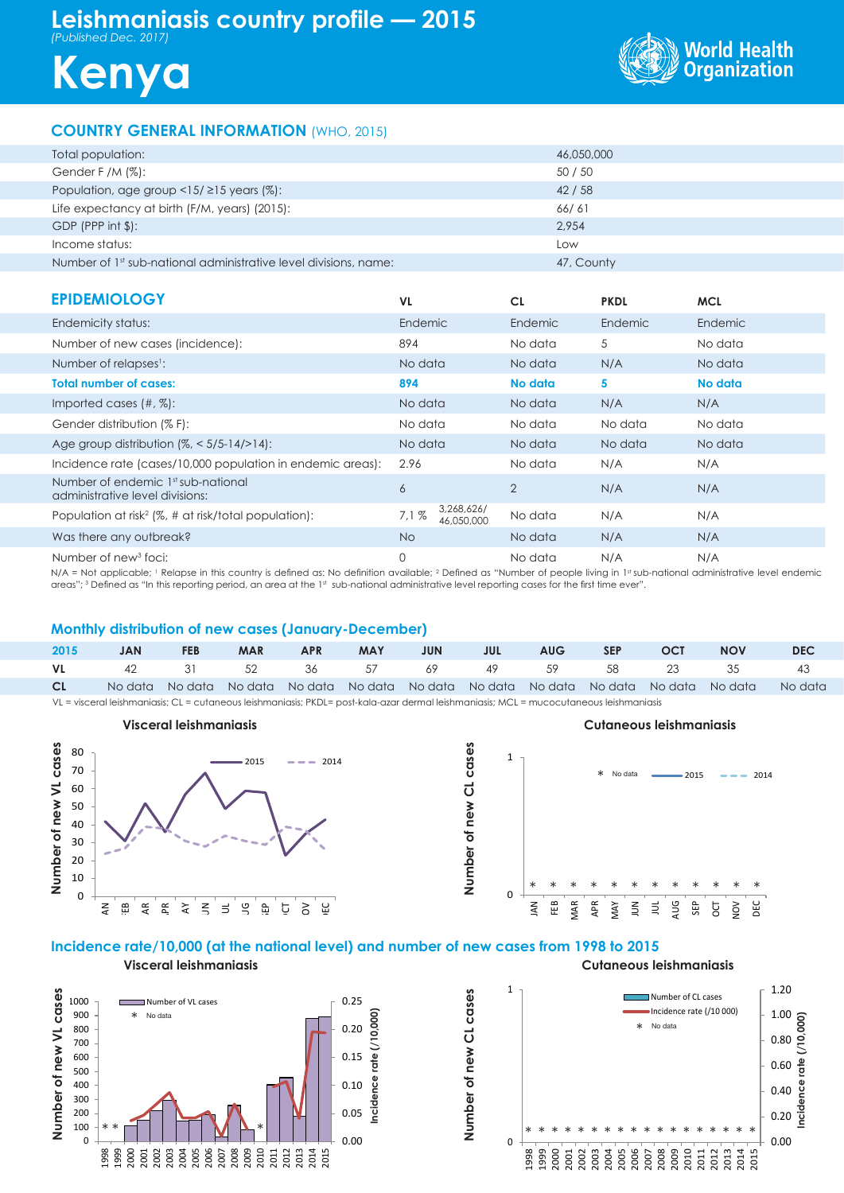# Leishmaniasis country profile — 2015

*(Published Dec. 2017)*

# Kenya

World Health Organization

## COUNTRY GENERAL INFORMATION (WHO, 2015)

| | |
|---|---|
| Total population: | 46,050,000 |
| Gender F /M (%): | 50 / 50 |
| Population, age group <15/ ≥15 years (%): | 42 / 58 |
| Life expectancy at birth (F/M, years) (2015): | 66/ 61 |
| GDP (PPP int $): | 2,954 |
| Income status: | Low |
| Number of 1st sub-national administrative level divisions, name: | 47, County |

## EPIDEMIOLOGY

| EPIDEMIOLOGY | VL | CL | PKDL | MCL |
|---|---|---|---|---|
| Endemicity status: | Endemic | Endemic | Endemic | Endemic |
| Number of new cases (incidence): | 894 | No data | 5 | No data |
| Number of relapses[1]: | No data | No data | N/A | No data |
| **Total number of cases:** | **894** | **No data** | **5** | **No data** |
| Imported cases (#, %): | No data | No data | N/A | N/A |
| Gender distribution (% F): | No data | No data | No data | No data |
| Age group distribution (%, < 5/5-14/>14): | No data | No data | No data | No data |
| Incidence rate (cases/10,000 population in endemic areas): | 2.96 | No data | N/A | N/A |
| Number of endemic 1st sub-national administrative level divisions: | 6 | 2 | N/A | N/A |
| Population at risk[2] (%, # at risk/total population): | 7,1 % 3,268,626/ 46,050,000 | No data | N/A | N/A |
| Was there any outbreak? | No | No data | N/A | N/A |
| Number of new[3] foci: | 0 | No data | N/A | N/A |

N/A = Not applicable; [1] Relapse in this country is defined as: No definition available; [2] Defined as "Number of people living in 1st sub-national administrative level endemic areas"; [3] Defined as "In this reporting period, an area at the 1st sub-national administrative level reporting cases for the first time ever".

## Monthly distribution of new cases (January-December)

| 2015 | JAN | FEB | MAR | APR | MAY | JUN | JUL | AUG | SEP | OCT | NOV | DEC |
|---|---|---|---|---|---|---|---|---|---|---|---|---|
| VL | 42 | 31 | 52 | 36 | 57 | 69 | 49 | 59 | 58 | 23 | 35 | 43 |
| CL | No data | No data | No data | No data | No data | No data | No data | No data | No data | No data | No data | No data |

VL = visceral leishmaniasis; CL = cutaneous leishmaniasis; PKDL= post-kala-azar dermal leishmaniasis; MCL = mucocutaneous leishmaniasis

## Incidence rate/10,000 (at the national level) and number of new cases from 1998 to 2015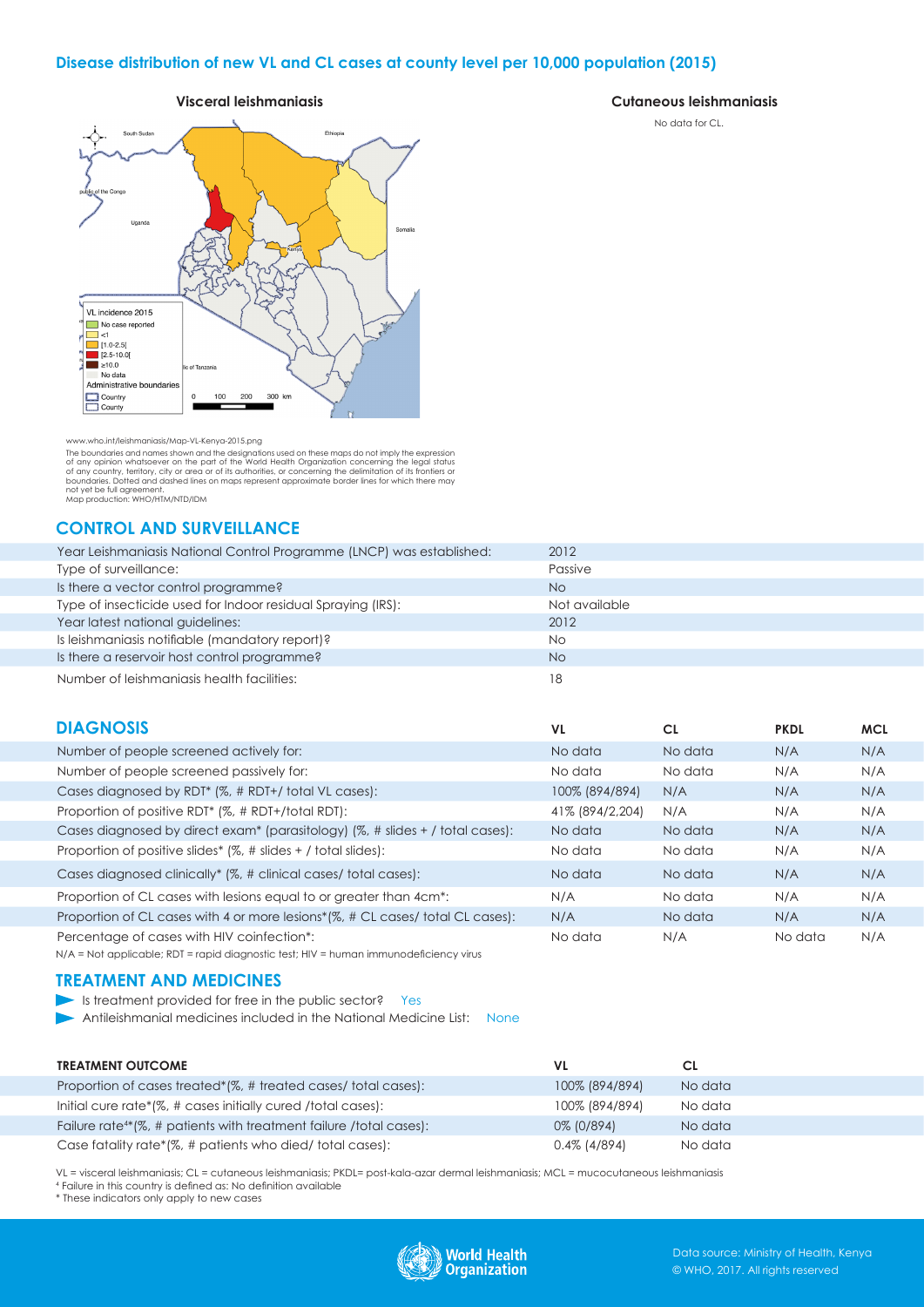## Disease distribution of new VL and CL cases at county level per 10,000 population (2015)

### Visceral leishmaniasis

South Sudan
Ethiopia
public of the Congo
Uganda
Somalia
Kenya
VL incidence 2015
No case reported
<1
[1.0-2.5[
[2.5-10.0[
≥10.0
No data
Administrative boundaries
Country
County
ic of Tanzania
0 100 200 300 km

www.who.int/leishmaniasis/Map-VL-Kenya-2015.png

The boundaries and names shown and the designations used on these maps do not imply the expression of any opinion whatsoever on the part of the World Health Organization concerning the legal status of any country, territory, city or area or of its authorities, or concerning the delimitation of its frontiers or boundaries. Dotted and dashed lines on maps represent approximate border lines for which there may not yet be full agreement.
Map production: WHO/HTM/NTD/IDM

### Cutaneous leishmaniasis

No data for CL.

## CONTROL AND SURVEILLANCE

| | |
|---|---|
| Year Leishmaniasis National Control Programme (LNCP) was established: | 2012 |
| Type of surveillance: | Passive |
| Is there a vector control programme? | No |
| Type of insecticide used for Indoor residual Spraying (IRS): | Not available |
| Year latest national guidelines: | 2012 |
| Is leishmaniasis notifiable (mandatory report)? | No |
| Is there a reservoir host control programme? | No |
| Number of leishmaniasis health facilities: | 18 |

## DIAGNOSIS

| DIAGNOSIS | VL | CL | PKDL | MCL |
|---|---|---|---|---|
| Number of people screened actively for: | No data | No data | N/A | N/A |
| Number of people screened passively for: | No data | No data | N/A | N/A |
| Cases diagnosed by RDT* (%, # RDT+/ total VL cases): | 100% (894/894) | N/A | N/A | N/A |
| Proportion of positive RDT* (%, # RDT+/total RDT): | 41% (894/2,204) | N/A | N/A | N/A |
| Cases diagnosed by direct exam* (parasitology) (%, # slides + / total cases): | No data | No data | N/A | N/A |
| Proportion of positive slides* (%, # slides + / total slides): | No data | No data | N/A | N/A |
| Cases diagnosed clinically* (%, # clinical cases/ total cases): | No data | No data | N/A | N/A |
| Proportion of CL cases with lesions equal to or greater than 4cm*: | N/A | No data | N/A | N/A |
| Proportion of CL cases with 4 or more lesions*(%, # CL cases/ total CL cases): | N/A | No data | N/A | N/A |
| Percentage of cases with HIV coinfection*: | No data | N/A | No data | N/A |

N/A = Not applicable; RDT = rapid diagnostic test; HIV = human immunodeficiency virus

## TREATMENT AND MEDICINES

- Is treatment provided for free in the public sector? Yes
- Antileishmanial medicines included in the National Medicine List: None

| TREATMENT OUTCOME | VL | CL |
|---|---|---|
| Proportion of cases treated*(%, # treated cases/ total cases): | 100% (894/894) | No data |
| Initial cure rate*(%, # cases initially cured /total cases): | 100% (894/894) | No data |
| Failure rate[a]*(%, # patients with treatment failure /total cases): | 0% (0/894) | No data |
| Case fatality rate*(%, # patients who died/ total cases): | 0.4% (4/894) | No data |

VL = visceral leishmaniasis; CL = cutaneous leishmaniasis; PKDL= post-kala-azar dermal leishmaniasis; MCL = mucocutaneous leishmaniasis
[a] Failure in this country is defined as: No definition available
* These indicators only apply to new cases

World Health Organization

Data source: Ministry of Health, Kenya
© WHO, 2017. All rights reserved